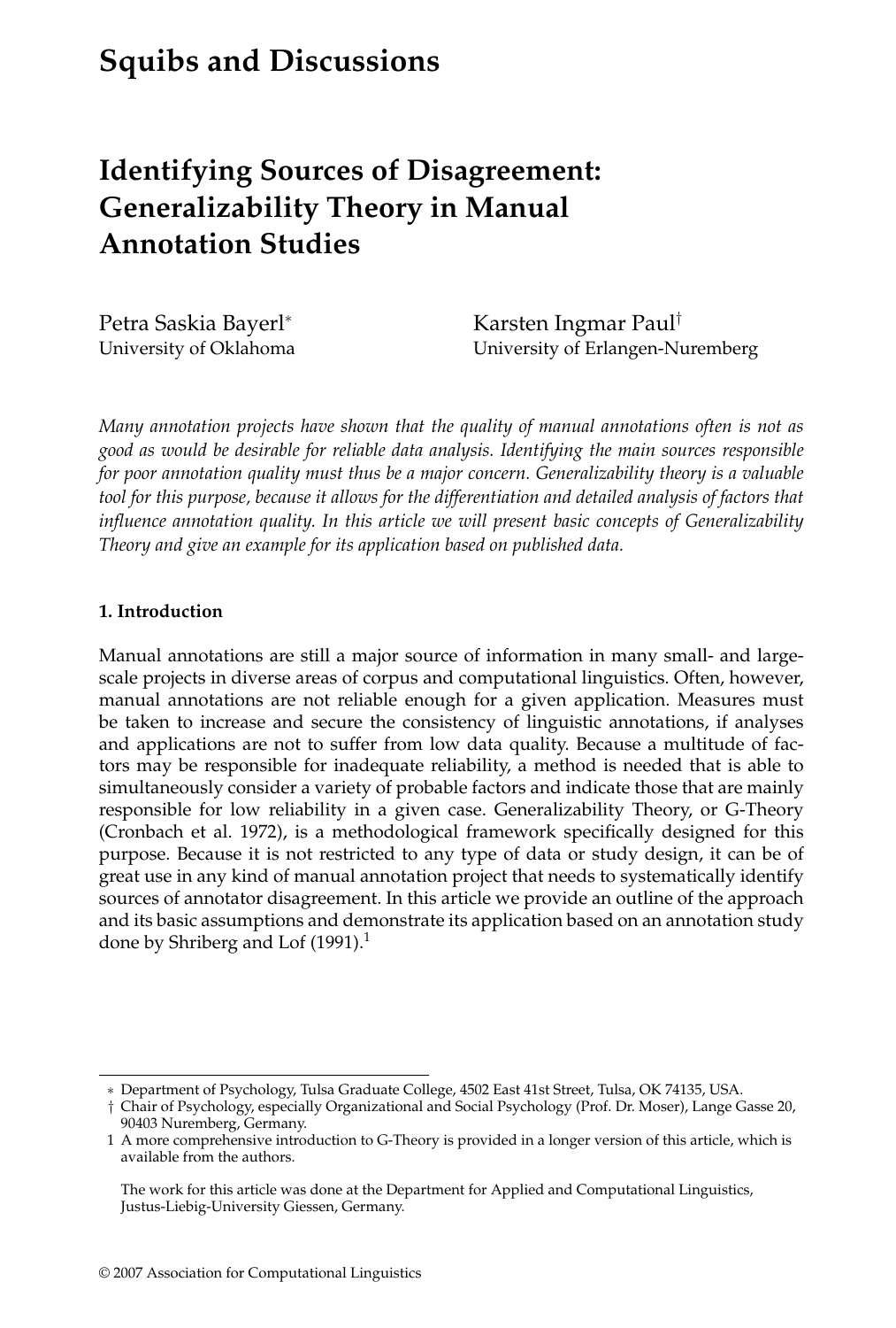# Squibs and Discussions

## Identifying Sources of Disagreement: Generalizability Theory in Manual Annotation Studies

Petra Saskia Bayerl[*]
University of Oklahoma

Karsten Ingmar Paul[†]
University of Erlangen-Nuremberg

*Many annotation projects have shown that the quality of manual annotations often is not as good as would be desirable for reliable data analysis. Identifying the main sources responsible for poor annotation quality must thus be a major concern. Generalizability theory is a valuable tool for this purpose, because it allows for the differentiation and detailed analysis of factors that influence annotation quality. In this article we will present basic concepts of Generalizability Theory and give an example for its application based on published data.*

### 1. Introduction

Manual annotations are still a major source of information in many small- and large-scale projects in diverse areas of corpus and computational linguistics. Often, however, manual annotations are not reliable enough for a given application. Measures must be taken to increase and secure the consistency of linguistic annotations, if analyses and applications are not to suffer from low data quality. Because a multitude of factors may be responsible for inadequate reliability, a method is needed that is able to simultaneously consider a variety of probable factors and indicate those that are mainly responsible for low reliability in a given case. Generalizability Theory, or G-Theory (Cronbach et al. 1972), is a methodological framework specifically designed for this purpose. Because it is not restricted to any type of data or study design, it can be of great use in any kind of manual annotation project that needs to systematically identify sources of annotator disagreement. In this article we provide an outline of the approach and its basic assumptions and demonstrate its application based on an annotation study done by Shriberg and Lof (1991).[1]

---

[*] Department of Psychology, Tulsa Graduate College, 4502 East 41st Street, Tulsa, OK 74135, USA.

[†] Chair of Psychology, especially Organizational and Social Psychology (Prof. Dr. Moser), Lange Gasse 20, 90403 Nuremberg, Germany.

[1] A more comprehensive introduction to G-Theory is provided in a longer version of this article, which is available from the authors.

The work for this article was done at the Department for Applied and Computational Linguistics, Justus-Liebig-University Giessen, Germany.

© 2007 Association for Computational Linguistics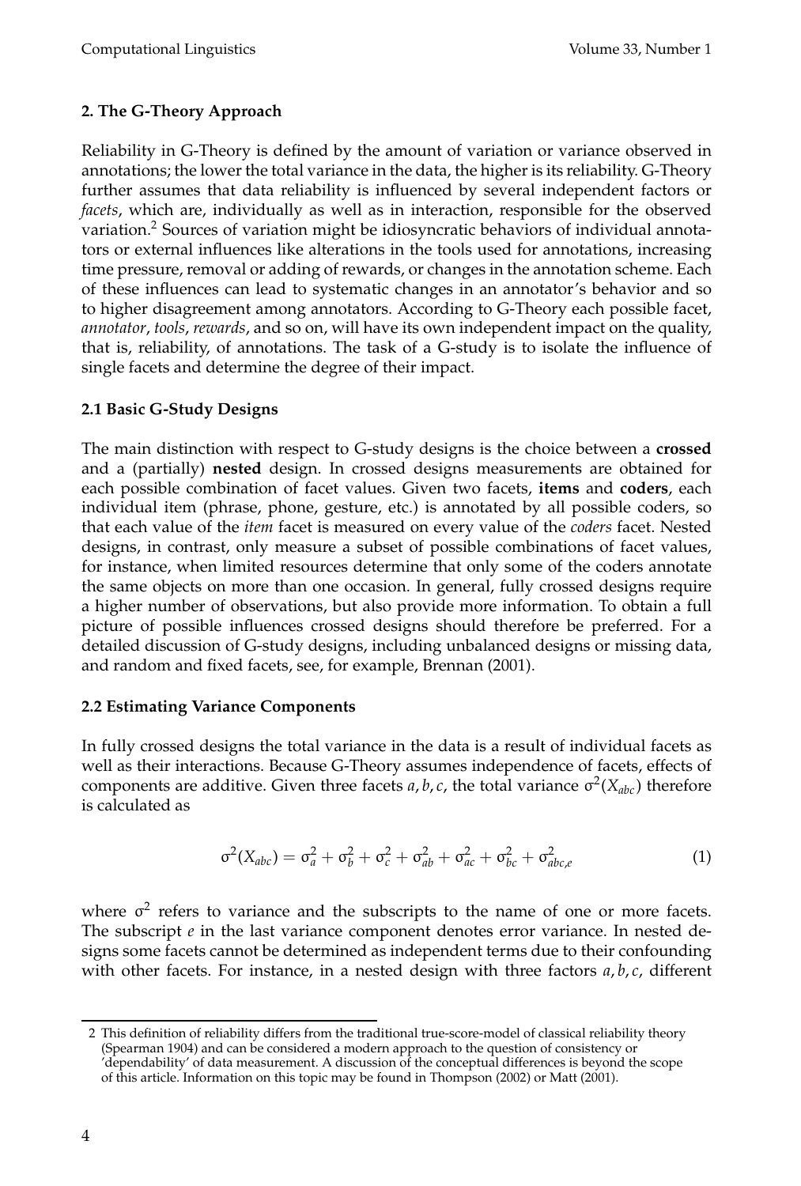## 2. The G-Theory Approach

Reliability in G-Theory is defined by the amount of variation or variance observed in annotations; the lower the total variance in the data, the higher is its reliability. G-Theory further assumes that data reliability is influenced by several independent factors or *facets*, which are, individually as well as in interaction, responsible for the observed variation.[2] Sources of variation might be idiosyncratic behaviors of individual annotators or external influences like alterations in the tools used for annotations, increasing time pressure, removal or adding of rewards, or changes in the annotation scheme. Each of these influences can lead to systematic changes in an annotator's behavior and so to higher disagreement among annotators. According to G-Theory each possible facet, *annotator*, *tools*, *rewards*, and so on, will have its own independent impact on the quality, that is, reliability, of annotations. The task of a G-study is to isolate the influence of single facets and determine the degree of their impact.

### 2.1 Basic G-Study Designs

The main distinction with respect to G-study designs is the choice between a **crossed** and a (partially) **nested** design. In crossed designs measurements are obtained for each possible combination of facet values. Given two facets, **items** and **coders**, each individual item (phrase, phone, gesture, etc.) is annotated by all possible coders, so that each value of the *item* facet is measured on every value of the *coders* facet. Nested designs, in contrast, only measure a subset of possible combinations of facet values, for instance, when limited resources determine that only some of the coders annotate the same objects on more than one occasion. In general, fully crossed designs require a higher number of observations, but also provide more information. To obtain a full picture of possible influences crossed designs should therefore be preferred. For a detailed discussion of G-study designs, including unbalanced designs or missing data, and random and fixed facets, see, for example, Brennan (2001).

### 2.2 Estimating Variance Components

In fully crossed designs the total variance in the data is a result of individual facets as well as their interactions. Because G-Theory assumes independence of facets, effects of components are additive. Given three facets $a, b, c$, the total variance $\sigma^2(X_{abc})$ therefore is calculated as

$$\sigma^2(X_{abc}) = \sigma^2_a + \sigma^2_b + \sigma^2_c + \sigma^2_{ab} + \sigma^2_{ac} + \sigma^2_{bc} + \sigma^2_{abc,e} \tag{1}$$

where $\sigma^2$ refers to variance and the subscripts to the name of one or more facets. The subscript $e$ in the last variance component denotes error variance. In nested designs some facets cannot be determined as independent terms due to their confounding with other facets. For instance, in a nested design with three factors $a, b, c$, different

[2] This definition of reliability differs from the traditional true-score-model of classical reliability theory (Spearman 1904) and can be considered a modern approach to the question of consistency or 'dependability' of data measurement. A discussion of the conceptual differences is beyond the scope of this article. Information on this topic may be found in Thompson (2002) or Matt (2001).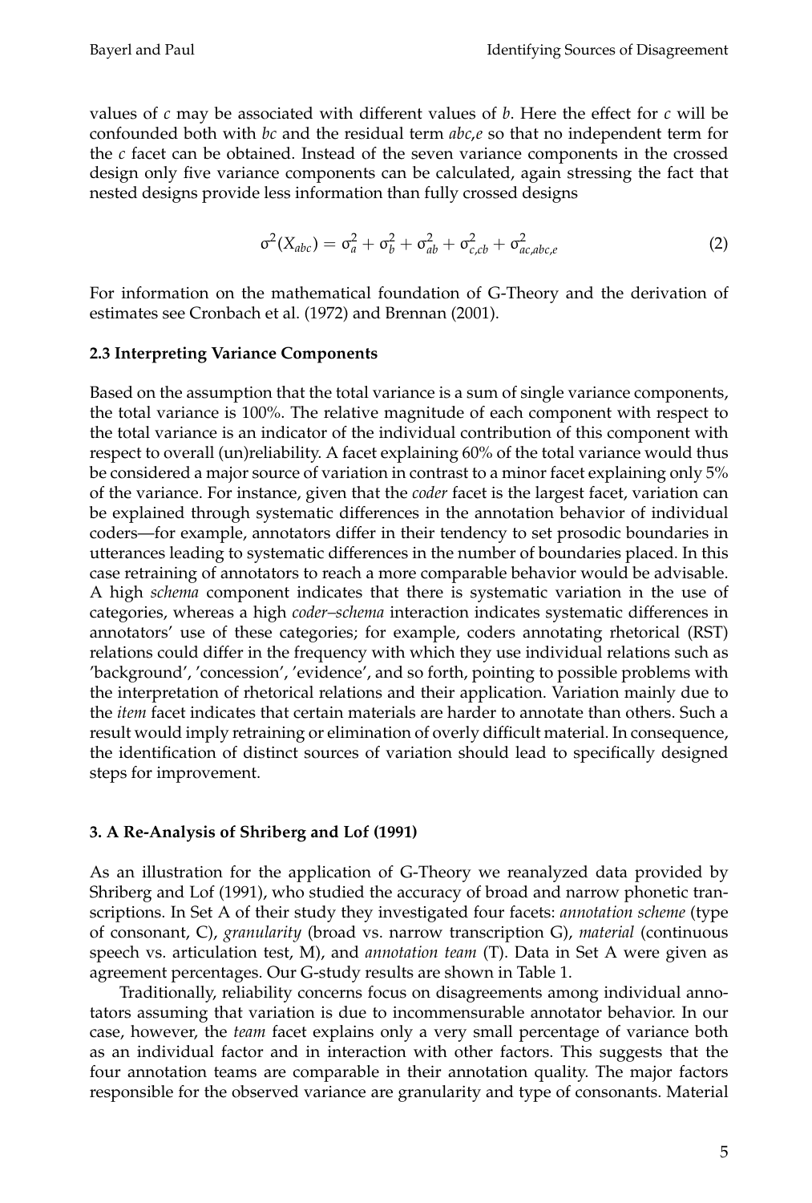values of $c$ may be associated with different values of $b$. Here the effect for $c$ will be confounded both with $bc$ and the residual term $abc,e$ so that no independent term for the $c$ facet can be obtained. Instead of the seven variance components in the crossed design only five variance components can be calculated, again stressing the fact that nested designs provide less information than fully crossed designs

$$\sigma^2(X_{abc}) = \sigma^2_a + \sigma^2_b + \sigma^2_{ab} + \sigma^2_{c,cb} + \sigma^2_{ac,abc,e} \tag{2}$$

For information on the mathematical foundation of G-Theory and the derivation of estimates see Cronbach et al. (1972) and Brennan (2001).

### 2.3 Interpreting Variance Components

Based on the assumption that the total variance is a sum of single variance components, the total variance is 100%. The relative magnitude of each component with respect to the total variance is an indicator of the individual contribution of this component with respect to overall (un)reliability. A facet explaining 60% of the total variance would thus be considered a major source of variation in contrast to a minor facet explaining only 5% of the variance. For instance, given that the *coder* facet is the largest facet, variation can be explained through systematic differences in the annotation behavior of individual coders—for example, annotators differ in their tendency to set prosodic boundaries in utterances leading to systematic differences in the number of boundaries placed. In this case retraining of annotators to reach a more comparable behavior would be advisable. A high *schema* component indicates that there is systematic variation in the use of categories, whereas a high *coder–schema* interaction indicates systematic differences in annotators' use of these categories; for example, coders annotating rhetorical (RST) relations could differ in the frequency with which they use individual relations such as 'background', 'concession', 'evidence', and so forth, pointing to possible problems with the interpretation of rhetorical relations and their application. Variation mainly due to the *item* facet indicates that certain materials are harder to annotate than others. Such a result would imply retraining or elimination of overly difficult material. In consequence, the identification of distinct sources of variation should lead to specifically designed steps for improvement.

## 3. A Re-Analysis of Shriberg and Lof (1991)

As an illustration for the application of G-Theory we reanalyzed data provided by Shriberg and Lof (1991), who studied the accuracy of broad and narrow phonetic transcriptions. In Set A of their study they investigated four facets: *annotation scheme* (type of consonant, C), *granularity* (broad vs. narrow transcription G), *material* (continuous speech vs. articulation test, M), and *annotation team* (T). Data in Set A were given as agreement percentages. Our G-study results are shown in Table 1.

Traditionally, reliability concerns focus on disagreements among individual annotators assuming that variation is due to incommensurable annotator behavior. In our case, however, the *team* facet explains only a very small percentage of variance both as an individual factor and in interaction with other factors. This suggests that the four annotation teams are comparable in their annotation quality. The major factors responsible for the observed variance are granularity and type of consonants. Material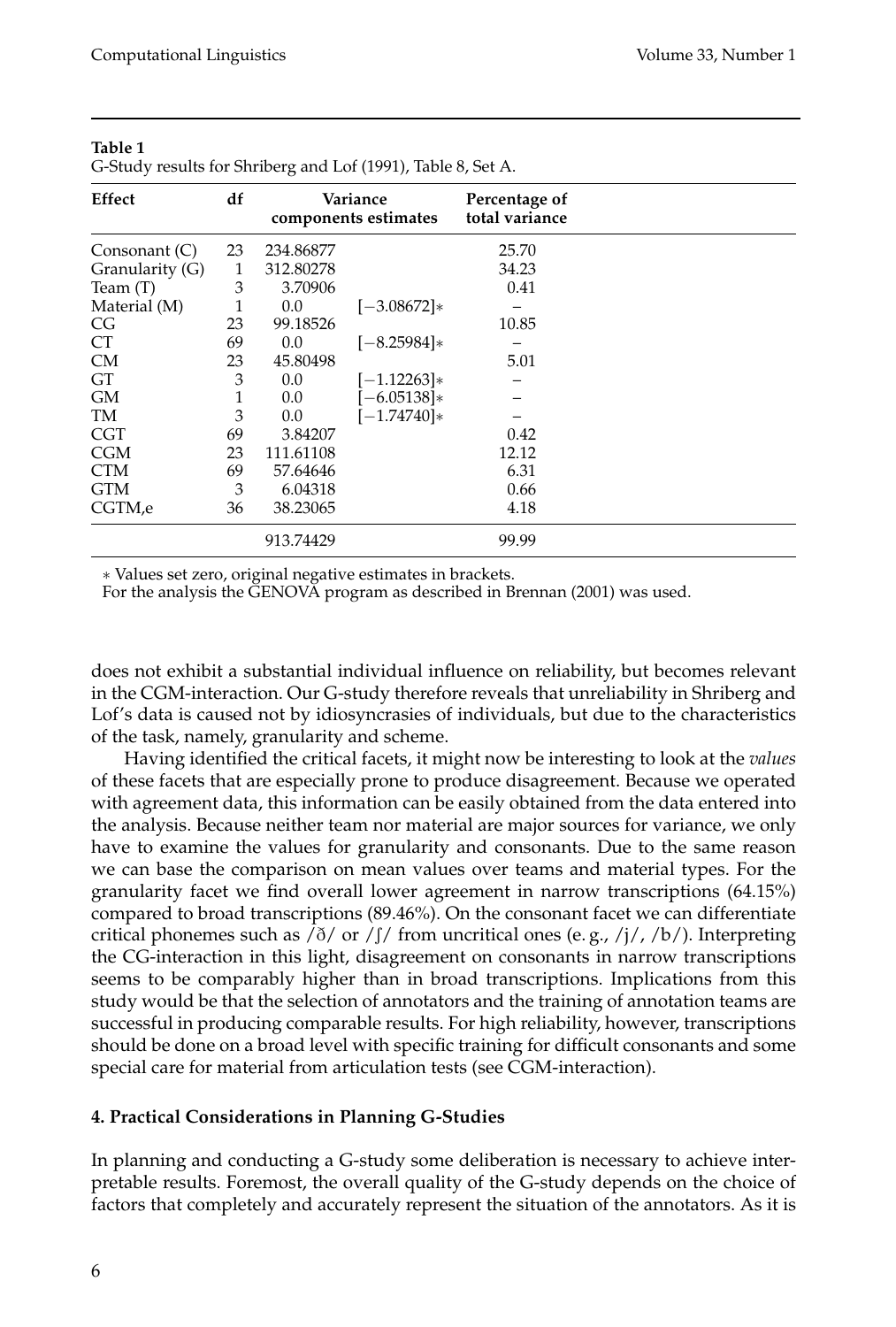**Table 1**
G-Study results for Shriberg and Lof (1991), Table 8, Set A.

| Effect | df | Variance components estimates | | Percentage of total variance |
|---|---|---|---|---|
| Consonant (C) | 23 | 234.86877 | | 25.70 |
| Granularity (G) | 1 | 312.80278 | | 34.23 |
| Team (T) | 3 | 3.70906 | | 0.41 |
| Material (M) | 1 | 0.0 | [−3.08672]* | – |
| CG | 23 | 99.18526 | | 10.85 |
| CT | 69 | 0.0 | [−8.25984]* | – |
| CM | 23 | 45.80498 | | 5.01 |
| GT | 3 | 0.0 | [−1.12263]* | – |
| GM | 1 | 0.0 | [−6.05138]* | – |
| TM | 3 | 0.0 | [−1.74740]* | – |
| CGT | 69 | 3.84207 | | 0.42 |
| CGM | 23 | 111.61108 | | 12.12 |
| CTM | 69 | 57.64646 | | 6.31 |
| GTM | 3 | 6.04318 | | 0.66 |
| CGTM,e | 36 | 38.23065 | | 4.18 |
| | | 913.74429 | | 99.99 |

* Values set zero, original negative estimates in brackets.
For the analysis the GENOVA program as described in Brennan (2001) was used.

does not exhibit a substantial individual influence on reliability, but becomes relevant in the CGM-interaction. Our G-study therefore reveals that unreliability in Shriberg and Lof's data is caused not by idiosyncrasies of individuals, but due to the characteristics of the task, namely, granularity and scheme.

Having identified the critical facets, it might now be interesting to look at the *values* of these facets that are especially prone to produce disagreement. Because we operated with agreement data, this information can be easily obtained from the data entered into the analysis. Because neither team nor material are major sources for variance, we only have to examine the values for granularity and consonants. Due to the same reason we can base the comparison on mean values over teams and material types. For the granularity facet we find overall lower agreement in narrow transcriptions (64.15%) compared to broad transcriptions (89.46%). On the consonant facet we can differentiate critical phonemes such as /ð/ or /ʃ/ from uncritical ones (e. g., /j/, /b/). Interpreting the CG-interaction in this light, disagreement on consonants in narrow transcriptions seems to be comparably higher than in broad transcriptions. Implications from this study would be that the selection of annotators and the training of annotation teams are successful in producing comparable results. For high reliability, however, transcriptions should be done on a broad level with specific training for difficult consonants and some special care for material from articulation tests (see CGM-interaction).

## 4. Practical Considerations in Planning G-Studies

In planning and conducting a G-study some deliberation is necessary to achieve interpretable results. Foremost, the overall quality of the G-study depends on the choice of factors that completely and accurately represent the situation of the annotators. As it is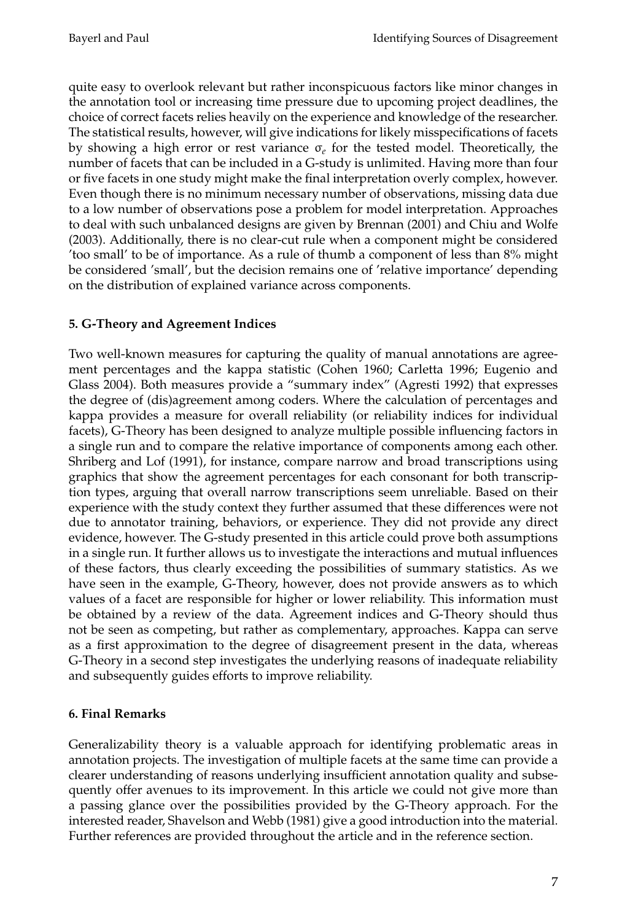quite easy to overlook relevant but rather inconspicuous factors like minor changes in the annotation tool or increasing time pressure due to upcoming project deadlines, the choice of correct facets relies heavily on the experience and knowledge of the researcher. The statistical results, however, will give indications for likely misspecifications of facets by showing a high error or rest variance $\sigma_e$ for the tested model. Theoretically, the number of facets that can be included in a G-study is unlimited. Having more than four or five facets in one study might make the final interpretation overly complex, however. Even though there is no minimum necessary number of observations, missing data due to a low number of observations pose a problem for model interpretation. Approaches to deal with such unbalanced designs are given by Brennan (2001) and Chiu and Wolfe (2003). Additionally, there is no clear-cut rule when a component might be considered 'too small' to be of importance. As a rule of thumb a component of less than 8% might be considered 'small', but the decision remains one of 'relative importance' depending on the distribution of explained variance across components.

## 5. G-Theory and Agreement Indices

Two well-known measures for capturing the quality of manual annotations are agreement percentages and the kappa statistic (Cohen 1960; Carletta 1996; Eugenio and Glass 2004). Both measures provide a "summary index" (Agresti 1992) that expresses the degree of (dis)agreement among coders. Where the calculation of percentages and kappa provides a measure for overall reliability (or reliability indices for individual facets), G-Theory has been designed to analyze multiple possible influencing factors in a single run and to compare the relative importance of components among each other. Shriberg and Lof (1991), for instance, compare narrow and broad transcriptions using graphics that show the agreement percentages for each consonant for both transcription types, arguing that overall narrow transcriptions seem unreliable. Based on their experience with the study context they further assumed that these differences were not due to annotator training, behaviors, or experience. They did not provide any direct evidence, however. The G-study presented in this article could prove both assumptions in a single run. It further allows us to investigate the interactions and mutual influences of these factors, thus clearly exceeding the possibilities of summary statistics. As we have seen in the example, G-Theory, however, does not provide answers as to which values of a facet are responsible for higher or lower reliability. This information must be obtained by a review of the data. Agreement indices and G-Theory should thus not be seen as competing, but rather as complementary, approaches. Kappa can serve as a first approximation to the degree of disagreement present in the data, whereas G-Theory in a second step investigates the underlying reasons of inadequate reliability and subsequently guides efforts to improve reliability.

## 6. Final Remarks

Generalizability theory is a valuable approach for identifying problematic areas in annotation projects. The investigation of multiple facets at the same time can provide a clearer understanding of reasons underlying insufficient annotation quality and subsequently offer avenues to its improvement. In this article we could not give more than a passing glance over the possibilities provided by the G-Theory approach. For the interested reader, Shavelson and Webb (1981) give a good introduction into the material. Further references are provided throughout the article and in the reference section.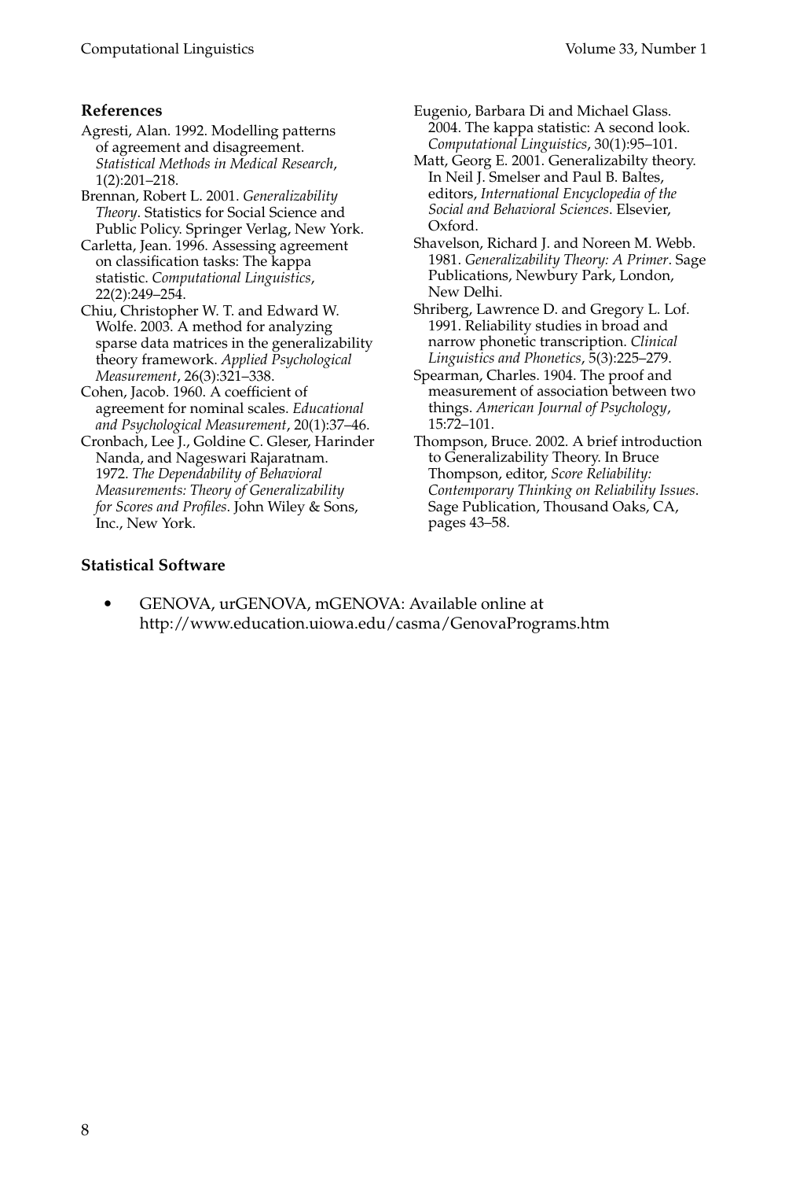## References

Agresti, Alan. 1992. Modelling patterns of agreement and disagreement. *Statistical Methods in Medical Research*, 1(2):201–218.

Brennan, Robert L. 2001. *Generalizability Theory*. Statistics for Social Science and Public Policy. Springer Verlag, New York.

Carletta, Jean. 1996. Assessing agreement on classification tasks: The kappa statistic. *Computational Linguistics*, 22(2):249–254.

Chiu, Christopher W. T. and Edward W. Wolfe. 2003. A method for analyzing sparse data matrices in the generalizability theory framework. *Applied Psychological Measurement*, 26(3):321–338.

Cohen, Jacob. 1960. A coefficient of agreement for nominal scales. *Educational and Psychological Measurement*, 20(1):37–46.

Cronbach, Lee J., Goldine C. Gleser, Harinder Nanda, and Nageswari Rajaratnam. 1972. *The Dependability of Behavioral Measurements: Theory of Generalizability for Scores and Profiles*. John Wiley & Sons, Inc., New York.

Eugenio, Barbara Di and Michael Glass. 2004. The kappa statistic: A second look. *Computational Linguistics*, 30(1):95–101.

Matt, Georg E. 2001. Generalizabilty theory. In Neil J. Smelser and Paul B. Baltes, editors, *International Encyclopedia of the Social and Behavioral Sciences*. Elsevier, Oxford.

Shavelson, Richard J. and Noreen M. Webb. 1981. *Generalizability Theory: A Primer*. Sage Publications, Newbury Park, London, New Delhi.

Shriberg, Lawrence D. and Gregory L. Lof. 1991. Reliability studies in broad and narrow phonetic transcription. *Clinical Linguistics and Phonetics*, 5(3):225–279.

Spearman, Charles. 1904. The proof and measurement of association between two things. *American Journal of Psychology*, 15:72–101.

Thompson, Bruce. 2002. A brief introduction to Generalizability Theory. In Bruce Thompson, editor, *Score Reliability: Contemporary Thinking on Reliability Issues*. Sage Publication, Thousand Oaks, CA, pages 43–58.

## Statistical Software

- GENOVA, urGENOVA, mGENOVA: Available online at http://www.education.uiowa.edu/casma/GenovaPrograms.htm